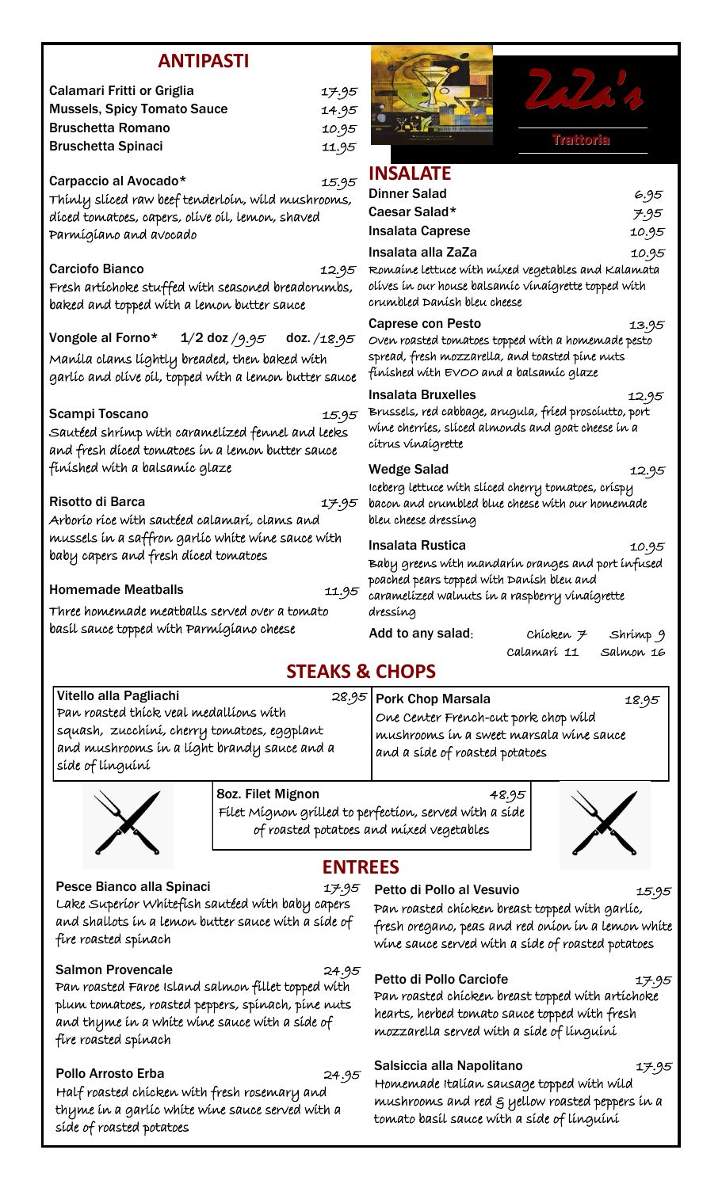# ZaZa's

Trattoria

## ANTIPASTI

Calamari Fritti or Griglia 17.95

Mussels, Spicy Tomato Sauce 14.95

Bruschetta Romano 10.95

Bruschetta Spinaci 11.95

**Carpaccio al Avocado*** 15.95

Thinly sliced raw beef tenderloin, wild mushrooms, diced tomatoes, capers, olive oil, lemon, shaved Parmigiano and avocado

**Carciofo Bianco** 12.95

Fresh artichoke stuffed with seasoned breadcrumbs, baked and topped with a lemon butter sauce

**Vongole al Forno*** 1/2 doz /9.95 doz. /18.95

Manila clams lightly breaded, then baked with garlic and olive oil, topped with a lemon butter sauce

**Scampi Toscano** 15.95

Sautéed shrimp with caramelized fennel and leeks and fresh diced tomatoes in a lemon butter sauce finished with a balsamic glaze

**Risotto di Barca** 17.95

Arborio rice with sautéed calamari, clams and mussels in a saffron garlic white wine sauce with baby capers and fresh diced tomatoes

**Homemade Meatballs** 11.95

Three homemade meatballs served over a tomato basil sauce topped with Parmigiano cheese

## INSALATE

Dinner Salad 6.95

Caesar Salad* 7.95

Insalata Caprese 10.95

**Insalata alla ZaZa** 10.95

Romaine lettuce with mixed vegetables and Kalamata olives in our house balsamic vinaigrette topped with crumbled Danish bleu cheese

**Caprese con Pesto** 13.95

Oven roasted tomatoes topped with a homemade pesto spread, fresh mozzarella, and toasted pine nuts finished with EVOO and a balsamic glaze

**Insalata Bruxelles** 12.95

Brussels, red cabbage, arugula, fried prosciutto, port wine cherries, sliced almonds and goat cheese in a citrus vinaigrette

**Wedge Salad** 12.95

Iceberg lettuce with sliced cherry tomatoes, crispy bacon and crumbled blue cheese with our homemade bleu cheese dressing

**Insalata Rustica** 10.95

Baby greens with mandarin oranges and port infused poached pears topped with Danish bleu and caramelized walnuts in a raspberry vinaigrette dressing

**Add to any salad:** Chicken 7 Shrimp 9 Calamari 11 Salmon 16

## STEAKS & CHOPS

**Vitello alla Pagliachi** 28.95

Pan roasted thick veal medallions with squash, zucchini, cherry tomatoes, eggplant and mushrooms in a light brandy sauce and a side of linguini

**Pork Chop Marsala** 18.95

One Center French-cut pork chop wild mushrooms in a sweet marsala wine sauce and a side of roasted potatoes

**8oz. Filet Mignon** 48.95

Filet Mignon grilled to perfection, served with a side of roasted potatoes and mixed vegetables

## ENTREES

**Pesce Bianco alla Spinaci** 17.95

Lake Superior Whitefish sautéed with baby capers and shallots in a lemon butter sauce with a side of fire roasted spinach

**Salmon Provencale** 24.95

Pan roasted Faroe Island salmon fillet topped with plum tomatoes, roasted peppers, spinach, pine nuts and thyme in a white wine sauce with a side of fire roasted spinach

**Pollo Arrosto Erba** 24.95

Half roasted chicken with fresh rosemary and thyme in a garlic white wine sauce served with a side of roasted potatoes

**Petto di Pollo al Vesuvio** 15.95

Pan roasted chicken breast topped with garlic, fresh oregano, peas and red onion in a lemon white wine sauce served with a side of roasted potatoes

**Petto di Pollo Carciofe** 17.95

Pan roasted chicken breast topped with artichoke hearts, herbed tomato sauce topped with fresh mozzarella served with a side of linguini

**Salsiccia alla Napolitano** 17.95

Homemade Italian sausage topped with wild mushrooms and red & yellow roasted peppers in a tomato basil sauce with a side of linguini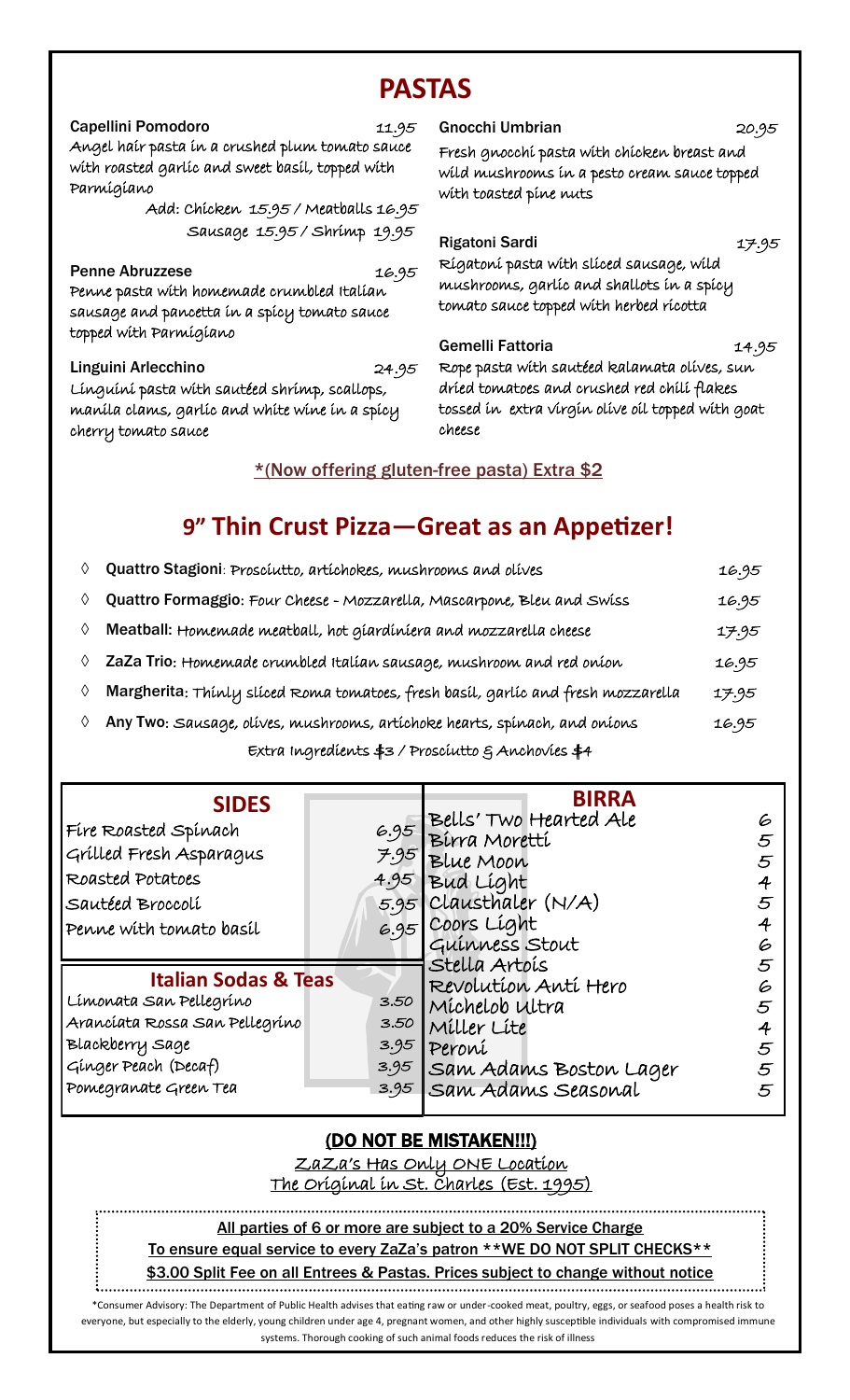# PASTAS

**Capellini Pomodoro** 11.95
Angel hair pasta in a crushed plum tomato sauce with roasted garlic and sweet basil, topped with Parmigiano
Add: Chicken 15.95 / Meatballs 16.95
Sausage 15.95 / Shrimp 19.95

**Penne Abruzzese** 16.95
Penne pasta with homemade crumbled Italian sausage and pancetta in a spicy tomato sauce topped with Parmigiano

**Linguini Arlecchino** 24.95
Linguini pasta with sautéed shrimp, scallops, manila clams, garlic and white wine in a spicy cherry tomato sauce

**Gnocchi Umbrian** 20.95
Fresh gnocchi pasta with chicken breast and wild mushrooms in a pesto cream sauce topped with toasted pine nuts

**Rigatoni Sardi** 17.95
Rigatoni pasta with sliced sausage, wild mushrooms, garlic and shallots in a spicy tomato sauce topped with herbed ricotta

**Gemelli Fattoria** 14.95
Rope pasta with sautéed kalamata olives, sun dried tomatoes and crushed red chili flakes tossed in extra virgin olive oil topped with goat cheese

*(Now offering gluten-free pasta) Extra $2

# 9" Thin Crust Pizza—Great as an Appetizer!

- **Quattro Stagioni**: Prosciutto, artichokes, mushrooms and olives — 16.95
- **Quattro Formaggio**: Four Cheese - Mozzarella, Mascarpone, Bleu and Swiss — 16.95
- **Meatball:** Homemade meatball, hot giardiniera and mozzarella cheese — 17.95
- **ZaZa Trio**: Homemade crumbled Italian sausage, mushroom and red onion — 16.95
- **Margherita**: Thinly sliced Roma tomatoes, fresh basil, garlic and fresh mozzarella — 17.95
- **Any Two**: Sausage, olives, mushrooms, artichoke hearts, spinach, and onions — 16.95

Extra Ingredients $3 / Prosciutto & Anchovies $4

## SIDES

| | |
|---|---|
| Fire Roasted Spinach | 6.95 |
| Grilled Fresh Asparagus | 7.95 |
| Roasted Potatoes | 4.95 |
| Sautéed Broccoli | 5.95 |
| Penne with tomato basil | 6.95 |

## Italian Sodas & Teas

| | |
|---|---|
| Limonata San Pellegrino | 3.50 |
| Aranciata Rossa San Pellegrino | 3.50 |
| Blackberry Sage | 3.95 |
| Ginger Peach (Decaf) | 3.95 |
| Pomegranate Green Tea | 3.95 |

## BIRRA

| | |
|---|---|
| Bells' Two Hearted Ale | 6 |
| Birra Moretti | 5 |
| Blue Moon | 5 |
| Bud Light | 4 |
| Clausthaler (N/A) | 5 |
| Coors Light | 4 |
| Guinness Stout | 6 |
| Stella Artois | 5 |
| Revolution Anti Hero | 6 |
| Michelob Ultra | 5 |
| Miller Lite | 4 |
| Peroni | 5 |
| Sam Adams Boston Lager | 5 |
| Sam Adams Seasonal | 5 |

**(DO NOT BE MISTAKEN!!!)**

ZaZa's Has Only ONE Location
The Original in St. Charles (Est. 1995)

All parties of 6 or more are subject to a 20% Service Charge
To ensure equal service to every ZaZa's patron **WE DO NOT SPLIT CHECKS**
$3.00 Split Fee on all Entrees & Pastas. Prices subject to change without notice

*Consumer Advisory: The Department of Public Health advises that eating raw or under-cooked meat, poultry, eggs, or seafood poses a health risk to everyone, but especially to the elderly, young children under age 4, pregnant women, and other highly susceptible individuals with compromised immune systems. Thorough cooking of such animal foods reduces the risk of illness